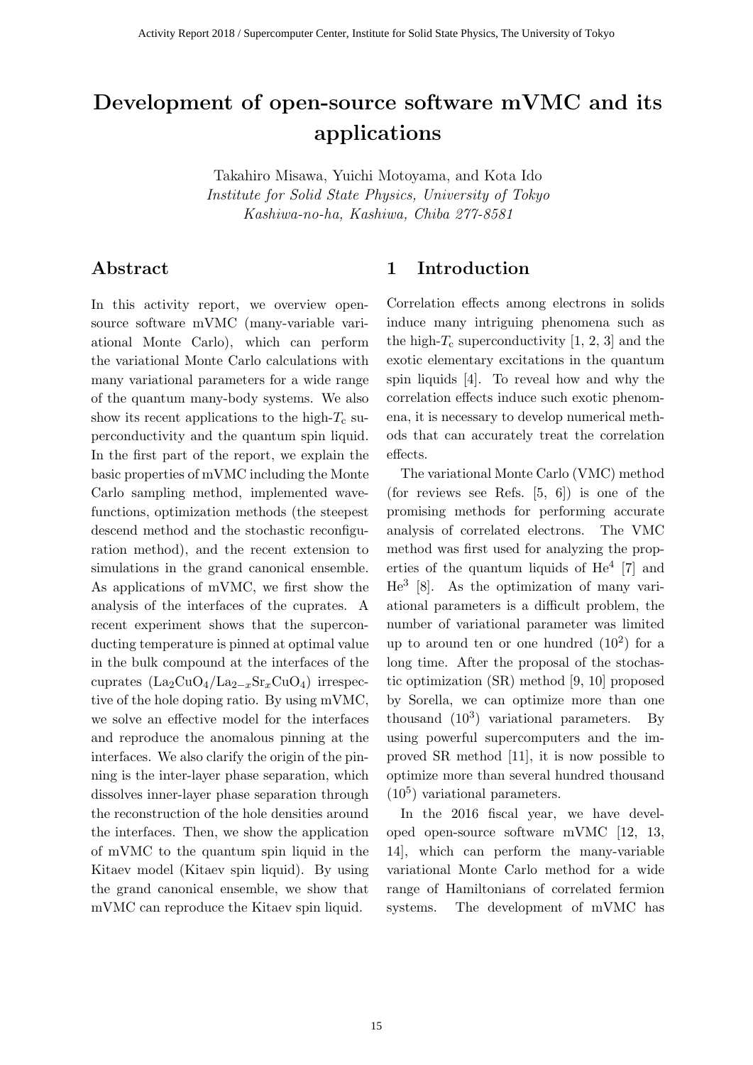# Development of open-source software mVMC and its applications

Takahiro Misawa, Yuichi Motoyama, and Kota Ido
*Institute for Solid State Physics, University of Tokyo*
*Kashiwa-no-ha, Kashiwa, Chiba 277-8581*

## Abstract

In this activity report, we overview open-source software mVMC (many-variable variational Monte Carlo), which can perform the variational Monte Carlo calculations with many variational parameters for a wide range of the quantum many-body systems. We also show its recent applications to the high-$T_{\rm c}$ superconductivity and the quantum spin liquid. In the first part of the report, we explain the basic properties of mVMC including the Monte Carlo sampling method, implemented wavefunctions, optimization methods (the steepest descend method and the stochastic reconfiguration method), and the recent extension to simulations in the grand canonical ensemble. As applications of mVMC, we first show the analysis of the interfaces of the cuprates. A recent experiment shows that the superconducting temperature is pinned at optimal value in the bulk compound at the interfaces of the cuprates ($La_2CuO_4$/$La_{2-x}Sr_xCuO_4$) irrespective of the hole doping ratio. By using mVMC, we solve an effective model for the interfaces and reproduce the anomalous pinning at the interfaces. We also clarify the origin of the pinning is the inter-layer phase separation, which dissolves inner-layer phase separation through the reconstruction of the hole densities around the interfaces. Then, we show the application of mVMC to the quantum spin liquid in the Kitaev model (Kitaev spin liquid). By using the grand canonical ensemble, we show that mVMC can reproduce the Kitaev spin liquid.

## 1 Introduction

Correlation effects among electrons in solids induce many intriguing phenomena such as the high-$T_{\rm c}$ superconductivity [1, 2, 3] and the exotic elementary excitations in the quantum spin liquids [4]. To reveal how and why the correlation effects induce such exotic phenomena, it is necessary to develop numerical methods that can accurately treat the correlation effects.

The variational Monte Carlo (VMC) method (for reviews see Refs. [5, 6]) is one of the promising methods for performing accurate analysis of correlated electrons. The VMC method was first used for analyzing the properties of the quantum liquids of $He^4$ [7] and $He^3$ [8]. As the optimization of many variational parameters is a difficult problem, the number of variational parameter was limited up to around ten or one hundred ($10^2$) for a long time. After the proposal of the stochastic optimization (SR) method [9, 10] proposed by Sorella, we can optimize more than one thousand ($10^3$) variational parameters. By using powerful supercomputers and the improved SR method [11], it is now possible to optimize more than several hundred thousand ($10^5$) variational parameters.

In the 2016 fiscal year, we have developed open-source software mVMC [12, 13, 14], which can perform the many-variable variational Monte Carlo method for a wide range of Hamiltonians of correlated fermion systems. The development of mVMC has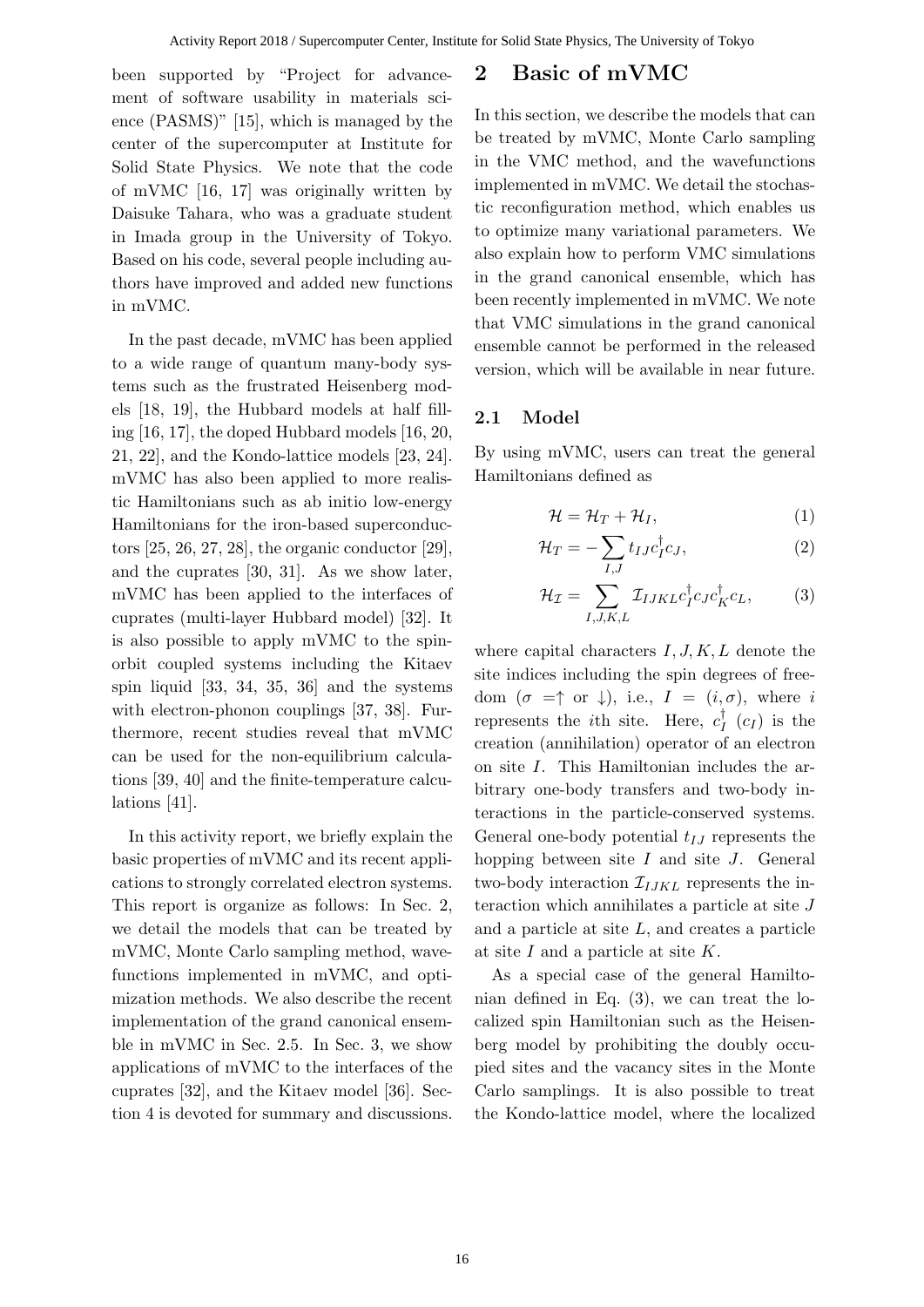been supported by "Project for advancement of software usability in materials science (PASMS)" [15], which is managed by the center of the supercomputer at Institute for Solid State Physics. We note that the code of mVMC [16, 17] was originally written by Daisuke Tahara, who was a graduate student in Imada group in the University of Tokyo. Based on his code, several people including authors have improved and added new functions in mVMC.

In the past decade, mVMC has been applied to a wide range of quantum many-body systems such as the frustrated Heisenberg models [18, 19], the Hubbard models at half filling [16, 17], the doped Hubbard models [16, 20, 21, 22], and the Kondo-lattice models [23, 24]. mVMC has also been applied to more realistic Hamiltonians such as ab initio low-energy Hamiltonians for the iron-based superconductors [25, 26, 27, 28], the organic conductor [29], and the cuprates [30, 31]. As we show later, mVMC has been applied to the interfaces of cuprates (multi-layer Hubbard model) [32]. It is also possible to apply mVMC to the spin-orbit coupled systems including the Kitaev spin liquid [33, 34, 35, 36] and the systems with electron-phonon couplings [37, 38]. Furthermore, recent studies reveal that mVMC can be used for the non-equilibrium calculations [39, 40] and the finite-temperature calculations [41].

In this activity report, we briefly explain the basic properties of mVMC and its recent applications to strongly correlated electron systems. This report is organize as follows: In Sec. 2, we detail the models that can be treated by mVMC, Monte Carlo sampling method, wavefunctions implemented in mVMC, and optimization methods. We also describe the recent implementation of the grand canonical ensemble in mVMC in Sec. 2.5. In Sec. 3, we show applications of mVMC to the interfaces of the cuprates [32], and the Kitaev model [36]. Section 4 is devoted for summary and discussions.

## 2 Basic of mVMC

In this section, we describe the models that can be treated by mVMC, Monte Carlo sampling in the VMC method, and the wavefunctions implemented in mVMC. We detail the stochastic reconfiguration method, which enables us to optimize many variational parameters. We also explain how to perform VMC simulations in the grand canonical ensemble, which has been recently implemented in mVMC. We note that VMC simulations in the grand canonical ensemble cannot be performed in the released version, which will be available in near future.

### 2.1 Model

By using mVMC, users can treat the general Hamiltonians defined as

$$\mathcal{H} = \mathcal{H}_T + \mathcal{H}_I, \tag{1}$$

$$\mathcal{H}_T = -\sum_{I,J} t_{IJ} c_I^\dagger c_J, \tag{2}$$

$$\mathcal{H}_\mathcal{I} = \sum_{I,J,K,L} \mathcal{I}_{IJKL} c_I^\dagger c_J c_K^\dagger c_L, \tag{3}$$

where capital characters $I, J, K, L$ denote the site indices including the spin degrees of freedom ($\sigma =\uparrow$ or $\downarrow$), i.e., $I = (i, \sigma)$, where $i$ represents the $i$th site. Here, $c_I^\dagger$ ($c_I$) is the creation (annihilation) operator of an electron on site $I$. This Hamiltonian includes the arbitrary one-body transfers and two-body interactions in the particle-conserved systems. General one-body potential $t_{IJ}$ represents the hopping between site $I$ and site $J$. General two-body interaction $\mathcal{I}_{IJKL}$ represents the interaction which annihilates a particle at site $J$ and a particle at site $L$, and creates a particle at site $I$ and a particle at site $K$.

As a special case of the general Hamiltonian defined in Eq. (3), we can treat the localized spin Hamiltonian such as the Heisenberg model by prohibiting the doubly occupied sites and the vacancy sites in the Monte Carlo samplings. It is also possible to treat the Kondo-lattice model, where the localized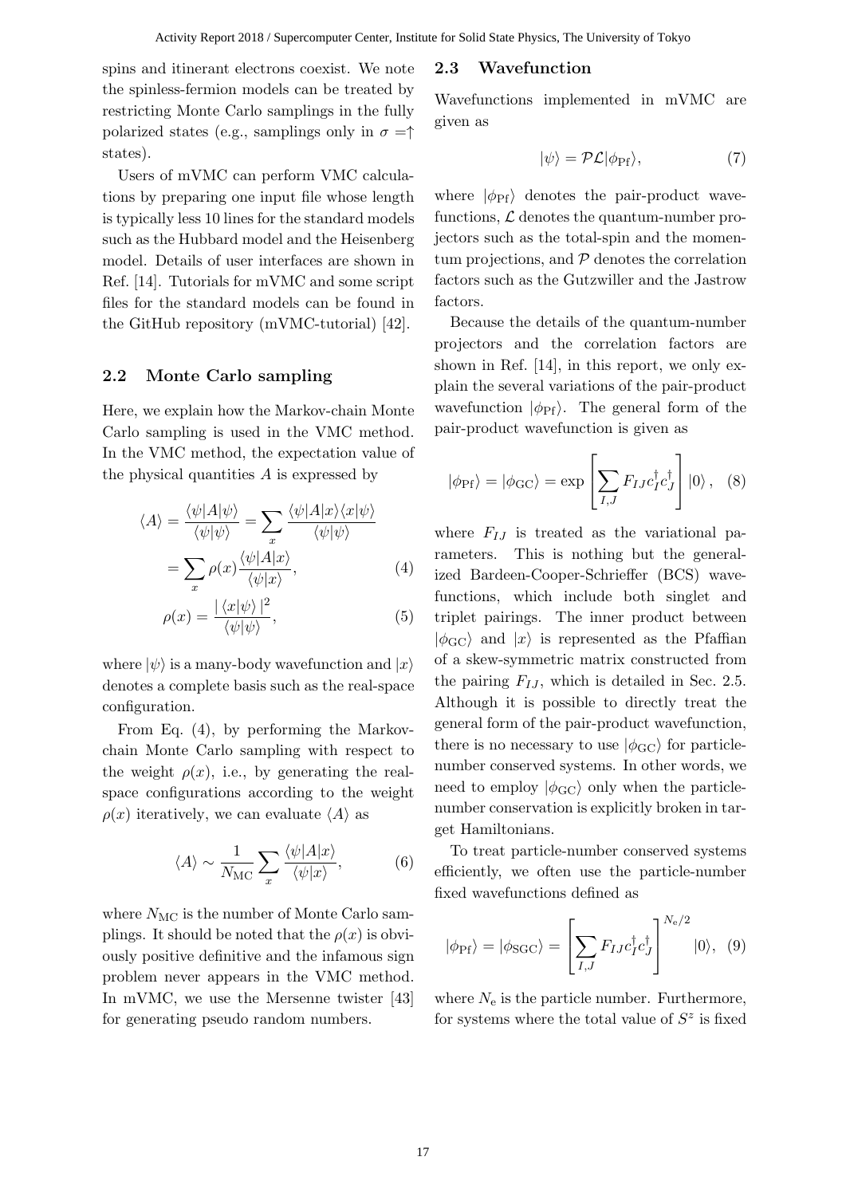spins and itinerant electrons coexist. We note the spinless-fermion models can be treated by restricting Monte Carlo samplings in the fully polarized states (e.g., samplings only in $\sigma =\uparrow$ states).

Users of mVMC can perform VMC calculations by preparing one input file whose length is typically less 10 lines for the standard models such as the Hubbard model and the Heisenberg model. Details of user interfaces are shown in Ref. [14]. Tutorials for mVMC and some script files for the standard models can be found in the GitHub repository (mVMC-tutorial) [42].

## 2.2 Monte Carlo sampling

Here, we explain how the Markov-chain Monte Carlo sampling is used in the VMC method. In the VMC method, the expectation value of the physical quantities $A$ is expressed by

$$\langle A\rangle = \frac{\langle\psi|A|\psi\rangle}{\langle\psi|\psi\rangle} = \sum_{x}\frac{\langle\psi|A|x\rangle\langle x|\psi\rangle}{\langle\psi|\psi\rangle} = \sum_{x}\rho(x)\frac{\langle\psi|A|x\rangle}{\langle\psi|x\rangle}, \quad (4)$$

$$\rho(x) = \frac{|\langle x|\psi\rangle|^2}{\langle\psi|\psi\rangle}, \quad (5)$$

where $|\psi\rangle$ is a many-body wavefunction and $|x\rangle$ denotes a complete basis such as the real-space configuration.

From Eq. (4), by performing the Markov-chain Monte Carlo sampling with respect to the weight $\rho(x)$, i.e., by generating the real-space configurations according to the weight $\rho(x)$ iteratively, we can evaluate $\langle A\rangle$ as

$$\langle A\rangle \sim \frac{1}{N_{\rm MC}}\sum_{x}\frac{\langle\psi|A|x\rangle}{\langle\psi|x\rangle}, \quad (6)$$

where $N_{\rm MC}$ is the number of Monte Carlo samplings. It should be noted that the $\rho(x)$ is obviously positive definitive and the infamous sign problem never appears in the VMC method. In mVMC, we use the Mersenne twister [43] for generating pseudo random numbers.

## 2.3 Wavefunction

Wavefunctions implemented in mVMC are given as

$$|\psi\rangle = \mathcal{P}\mathcal{L}|\phi_{\rm Pf}\rangle, \quad (7)$$

where $|\phi_{\rm Pf}\rangle$ denotes the pair-product wavefunctions, $\mathcal{L}$ denotes the quantum-number projectors such as the total-spin and the momentum projections, and $\mathcal{P}$ denotes the correlation factors such as the Gutzwiller and the Jastrow factors.

Because the details of the quantum-number projectors and the correlation factors are shown in Ref. [14], in this report, we only explain the several variations of the pair-product wavefunction $|\phi_{\rm Pf}\rangle$. The general form of the pair-product wavefunction is given as

$$|\phi_{\rm Pf}\rangle = |\phi_{\rm GC}\rangle = \exp\left[\sum_{I,J}F_{IJ}c_I^{\dagger}c_J^{\dagger}\right]|0\rangle, \quad (8)$$

where $F_{IJ}$ is treated as the variational parameters. This is nothing but the generalized Bardeen-Cooper-Schrieffer (BCS) wavefunctions, which include both singlet and triplet pairings. The inner product between $|\phi_{\rm GC}\rangle$ and $|x\rangle$ is represented as the Pfaffian of a skew-symmetric matrix constructed from the pairing $F_{IJ}$, which is detailed in Sec. 2.5. Although it is possible to directly treat the general form of the pair-product wavefunction, there is no necessary to use $|\phi_{\rm GC}\rangle$ for particle-number conserved systems. In other words, we need to employ $|\phi_{\rm GC}\rangle$ only when the particle-number conservation is explicitly broken in target Hamiltonians.

To treat particle-number conserved systems efficiently, we often use the particle-number fixed wavefunctions defined as

$$|\phi_{\rm Pf}\rangle = |\phi_{\rm SGC}\rangle = \left[\sum_{I,J}F_{IJ}c_I^{\dagger}c_J^{\dagger}\right]^{N_{\rm e}/2}|0\rangle, \quad (9)$$

where $N_{\rm e}$ is the particle number. Furthermore, for systems where the total value of $S^z$ is fixed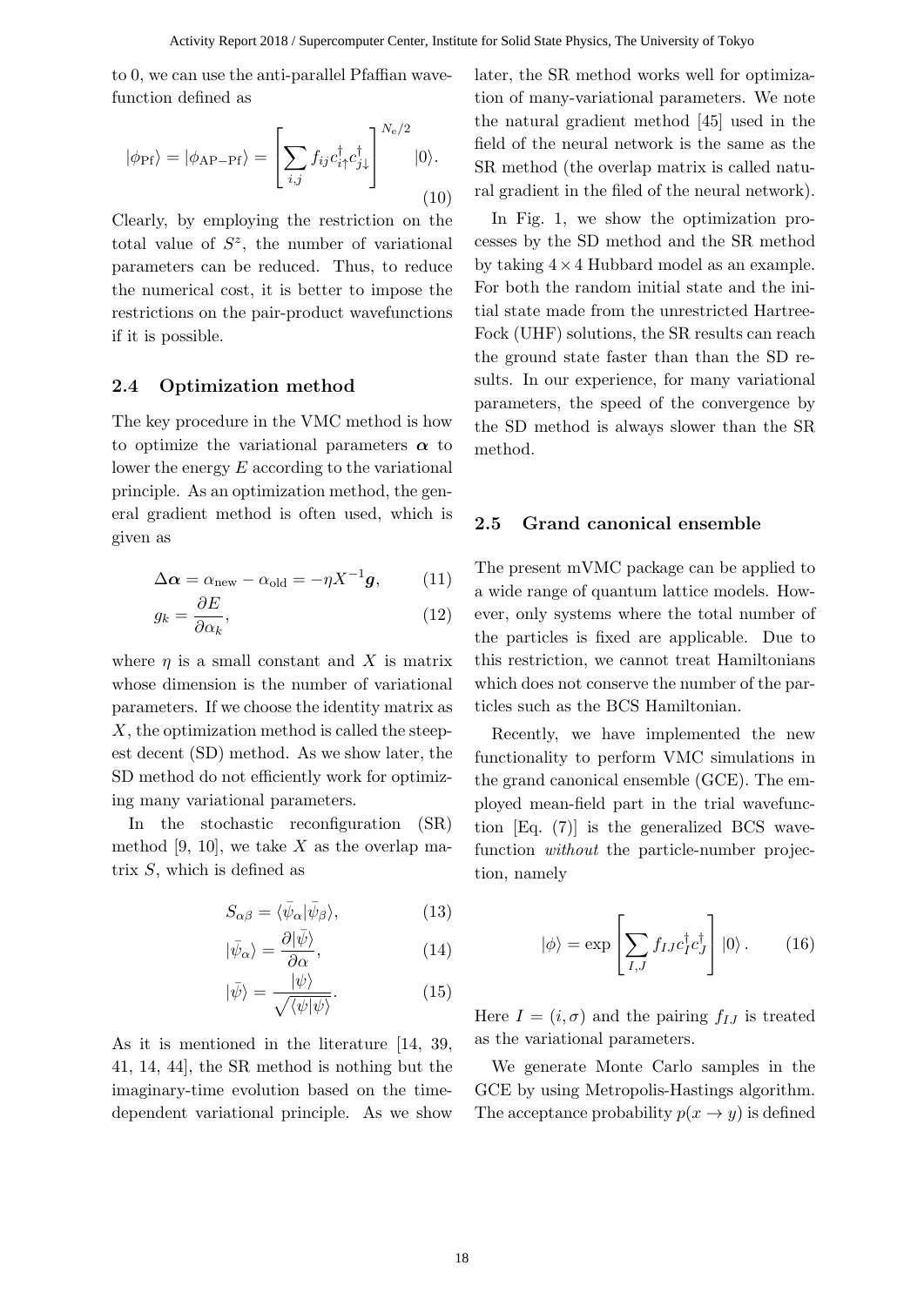to 0, we can use the anti-parallel Pfaffian wavefunction defined as

$$|\phi_{\rm Pf}\rangle = |\phi_{\rm AP-Pf}\rangle = \left[\sum_{i,j} f_{ij} c_{i\uparrow}^{\dagger} c_{j\downarrow}^{\dagger}\right]^{N_{\rm e}/2} |0\rangle. \tag{10}$$

Clearly, by employing the restriction on the total value of $S^z$, the number of variational parameters can be reduced. Thus, to reduce the numerical cost, it is better to impose the restrictions on the pair-product wavefunctions if it is possible.

### 2.4 Optimization method

The key procedure in the VMC method is how to optimize the variational parameters $\boldsymbol{\alpha}$ to lower the energy $E$ according to the variational principle. As an optimization method, the general gradient method is often used, which is given as

$$\Delta \boldsymbol{\alpha} = \alpha_{\rm new} - \alpha_{\rm old} = -\eta X^{-1} \boldsymbol{g}, \tag{11}$$

$$g_k = \frac{\partial E}{\partial \alpha_k}, \tag{12}$$

where $\eta$ is a small constant and $X$ is matrix whose dimension is the number of variational parameters. If we choose the identity matrix as $X$, the optimization method is called the steepest decent (SD) method. As we show later, the SD method do not efficiently work for optimizing many variational parameters.

In the stochastic reconfiguration (SR) method [9, 10], we take $X$ as the overlap matrix $S$, which is defined as

$$S_{\alpha\beta} = \langle \bar{\psi}_{\alpha} | \bar{\psi}_{\beta} \rangle, \tag{13}$$

$$|\bar{\psi}_{\alpha}\rangle = \frac{\partial |\bar{\psi}\rangle}{\partial \alpha}, \tag{14}$$

$$|\bar{\psi}\rangle = \frac{|\psi\rangle}{\sqrt{\langle \psi | \psi \rangle}}. \tag{15}$$

As it is mentioned in the literature [14, 39, 41, 14, 44], the SR method is nothing but the imaginary-time evolution based on the time-dependent variational principle. As we show later, the SR method works well for optimization of many-variational parameters. We note the natural gradient method [45] used in the field of the neural network is the same as the SR method (the overlap matrix is called natural gradient in the filed of the neural network).

In Fig. 1, we show the optimization processes by the SD method and the SR method by taking $4\times 4$ Hubbard model as an example. For both the random initial state and the initial state made from the unrestricted Hartree-Fock (UHF) solutions, the SR results can reach the ground state faster than than the SD results. In our experience, for many variational parameters, the speed of the convergence by the SD method is always slower than the SR method.

### 2.5 Grand canonical ensemble

The present mVMC package can be applied to a wide range of quantum lattice models. However, only systems where the total number of the particles is fixed are applicable. Due to this restriction, we cannot treat Hamiltonians which does not conserve the number of the particles such as the BCS Hamiltonian.

Recently, we have implemented the new functionality to perform VMC simulations in the grand canonical ensemble (GCE). The employed mean-field part in the trial wavefunction [Eq. (7)] is the generalized BCS wavefunction *without* the particle-number projection, namely

$$|\phi\rangle = \exp\left[\sum_{I,J} f_{IJ} c_{I}^{\dagger} c_{J}^{\dagger}\right] |0\rangle. \tag{16}$$

Here $I = (i, \sigma)$ and the pairing $f_{IJ}$ is treated as the variational parameters.

We generate Monte Carlo samples in the GCE by using Metropolis-Hastings algorithm. The acceptance probability $p(x \rightarrow y)$ is defined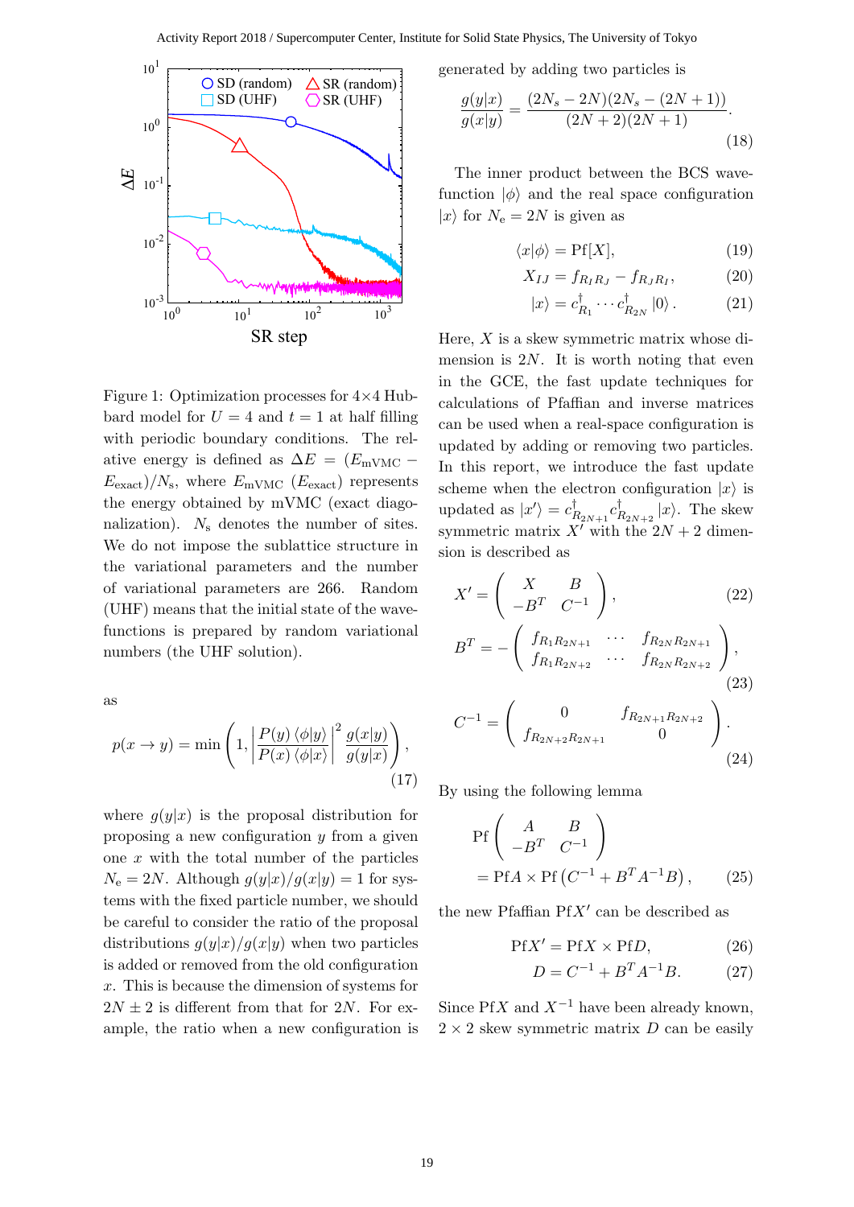Figure 1: Optimization processes for 4×4 Hubbard model for $U = 4$ and $t = 1$ at half filling with periodic boundary conditions. The relative energy is defined as $\Delta E = (E_{\rm mVMC} - E_{\rm exact})/N_{\rm s}$, where $E_{\rm mVMC}$ ($E_{\rm exact}$) represents the energy obtained by mVMC (exact diagonalization). $N_{\rm s}$ denotes the number of sites. We do not impose the sublattice structure in the variational parameters and the number of variational parameters are 266. Random (UHF) means that the initial state of the wavefunctions is prepared by random variational numbers (the UHF solution).

as

$$p(x \to y) = \min\left(1, \left|\frac{P(y)\langle\phi|y\rangle}{P(x)\langle\phi|x\rangle}\right|^2 \frac{g(x|y)}{g(y|x)}\right), \tag{17}$$

where $g(y|x)$ is the proposal distribution for proposing a new configuration $y$ from a given one $x$ with the total number of the particles $N_{\rm e} = 2N$. Although $g(y|x)/g(x|y) = 1$ for systems with the fixed particle number, we should be careful to consider the ratio of the proposal distributions $g(y|x)/g(x|y)$ when two particles is added or removed from the old configuration $x$. This is because the dimension of systems for $2N \pm 2$ is different from that for $2N$. For example, the ratio when a new configuration is generated by adding two particles is

$$\frac{g(y|x)}{g(x|y)} = \frac{(2N_s - 2N)(2N_s - (2N+1))}{(2N+2)(2N+1)}. \tag{18}$$

The inner product between the BCS wavefunction $|\phi\rangle$ and the real space configuration $|x\rangle$ for $N_{\rm e} = 2N$ is given as

$$\langle x|\phi\rangle = {\rm Pf}[X], \tag{19}$$

$$X_{IJ} = f_{R_I R_J} - f_{R_J R_I}, \tag{20}$$

$$|x\rangle = c^\dagger_{R_1} \cdots c^\dagger_{R_{2N}} |0\rangle. \tag{21}$$

Here, $X$ is a skew symmetric matrix whose dimension is $2N$. It is worth noting that even in the GCE, the fast update techniques for calculations of Pfaffian and inverse matrices can be used when a real-space configuration is updated by adding or removing two particles. In this report, we introduce the fast update scheme when the electron configuration $|x\rangle$ is updated as $|x'\rangle = c^\dagger_{R_{2N+1}} c^\dagger_{R_{2N+2}} |x\rangle$. The skew symmetric matrix $X'$ with the $2N+2$ dimension is described as

$$X' = \begin{pmatrix} X & B \\ -B^T & C^{-1} \end{pmatrix}, \tag{22}$$

$$B^T = -\begin{pmatrix} f_{R_1 R_{2N+1}} & \cdots & f_{R_{2N} R_{2N+1}} \\ f_{R_1 R_{2N+2}} & \cdots & f_{R_{2N} R_{2N+2}} \end{pmatrix}, \tag{23}$$

$$C^{-1} = \begin{pmatrix} 0 & f_{R_{2N+1} R_{2N+2}} \\ f_{R_{2N+2} R_{2N+1}} & 0 \end{pmatrix}. \tag{24}$$

By using the following lemma

$$\begin{aligned} &{\rm Pf}\begin{pmatrix} A & B \\ -B^T & C^{-1} \end{pmatrix} \\ &= {\rm Pf}A \times {\rm Pf}\left(C^{-1} + B^T A^{-1} B\right), \end{aligned} \tag{25}$$

the new Pfaffian ${\rm Pf}X'$ can be described as

$${\rm Pf}X' = {\rm Pf}X \times {\rm Pf}D, \tag{26}$$

$$D = C^{-1} + B^T A^{-1} B. \tag{27}$$

Since ${\rm Pf}X$ and $X^{-1}$ have been already known, $2 \times 2$ skew symmetric matrix $D$ can be easily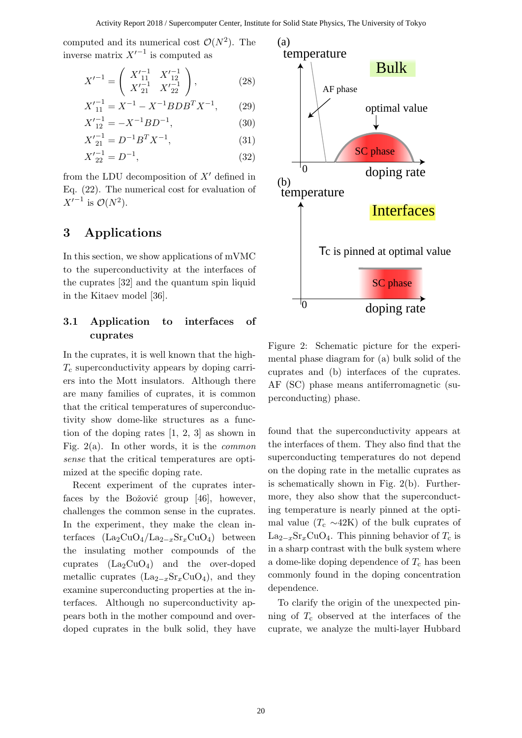computed and its numerical cost $\mathcal{O}(N^2)$. The inverse matrix $X'^{-1}$ is computed as

$$X'^{-1} = \begin{pmatrix} X'^{-1}_{11} & X'^{-1}_{12} \\ X'^{-1}_{21} & X'^{-1}_{22} \end{pmatrix}, \quad (28)$$

$$X'^{-1}_{11} = X^{-1} - X^{-1}BDB^TX^{-1}, \quad (29)$$

$$X'^{-1}_{12} = -X^{-1}BD^{-1}, \quad (30)$$

$$X'^{-1}_{21} = D^{-1}B^TX^{-1}, \quad (31)$$

$$X'^{-1}_{22} = D^{-1}, \quad (32)$$

from the LDU decomposition of $X'$ defined in Eq. (22). The numerical cost for evaluation of $X'^{-1}$ is $\mathcal{O}(N^2)$.

## 3 Applications

In this section, we show applications of mVMC to the superconductivity at the interfaces of the cuprates [32] and the quantum spin liquid in the Kitaev model [36].

### 3.1 Application to interfaces of cuprates

In the cuprates, it is well known that the high-$T_c$ superconductivity appears by doping carriers into the Mott insulators. Although there are many families of cuprates, it is common that the critical temperatures of superconductivity show dome-like structures as a function of the doping rates [1, 2, 3] as shown in Fig. 2(a). In other words, it is the *common sense* that the critical temperatures are optimized at the specific doping rate.

Recent experiment of the cuprates interfaces by the Božović group [46], however, challenges the common sense in the cuprates. In the experiment, they make the clean interfaces ($La_2CuO_4$/$La_{2-x}Sr_xCuO_4$) between the insulating mother compounds of the cuprates ($La_2CuO_4$) and the over-doped metallic cuprates ($La_{2-x}Sr_xCuO_4$), and they examine superconducting properties at the interfaces. Although no superconductivity appears both in the mother compound and over-doped cuprates in the bulk solid, they have found that the superconductivity appears at the interfaces of them. They also find that the superconducting temperatures do not depend on the doping rate in the metallic cuprates as is schematically shown in Fig. 2(b). Furthermore, they also show that the superconducting temperature is nearly pinned at the optimal value ($T_c$ ∼42K) of the bulk cuprates of $La_{2-x}Sr_xCuO_4$. This pinning behavior of $T_c$ is in a sharp contrast with the bulk system where a dome-like doping dependence of $T_c$ has been commonly found in the doping concentration dependence.

To clarify the origin of the unexpected pinning of $T_c$ observed at the interfaces of the cuprate, we analyze the multi-layer Hubbard

Figure 2: Schematic picture for the experimental phase diagram for (a) bulk solid of the cuprates and (b) interfaces of the cuprates. AF (SC) phase means antiferromagnetic (superconducting) phase.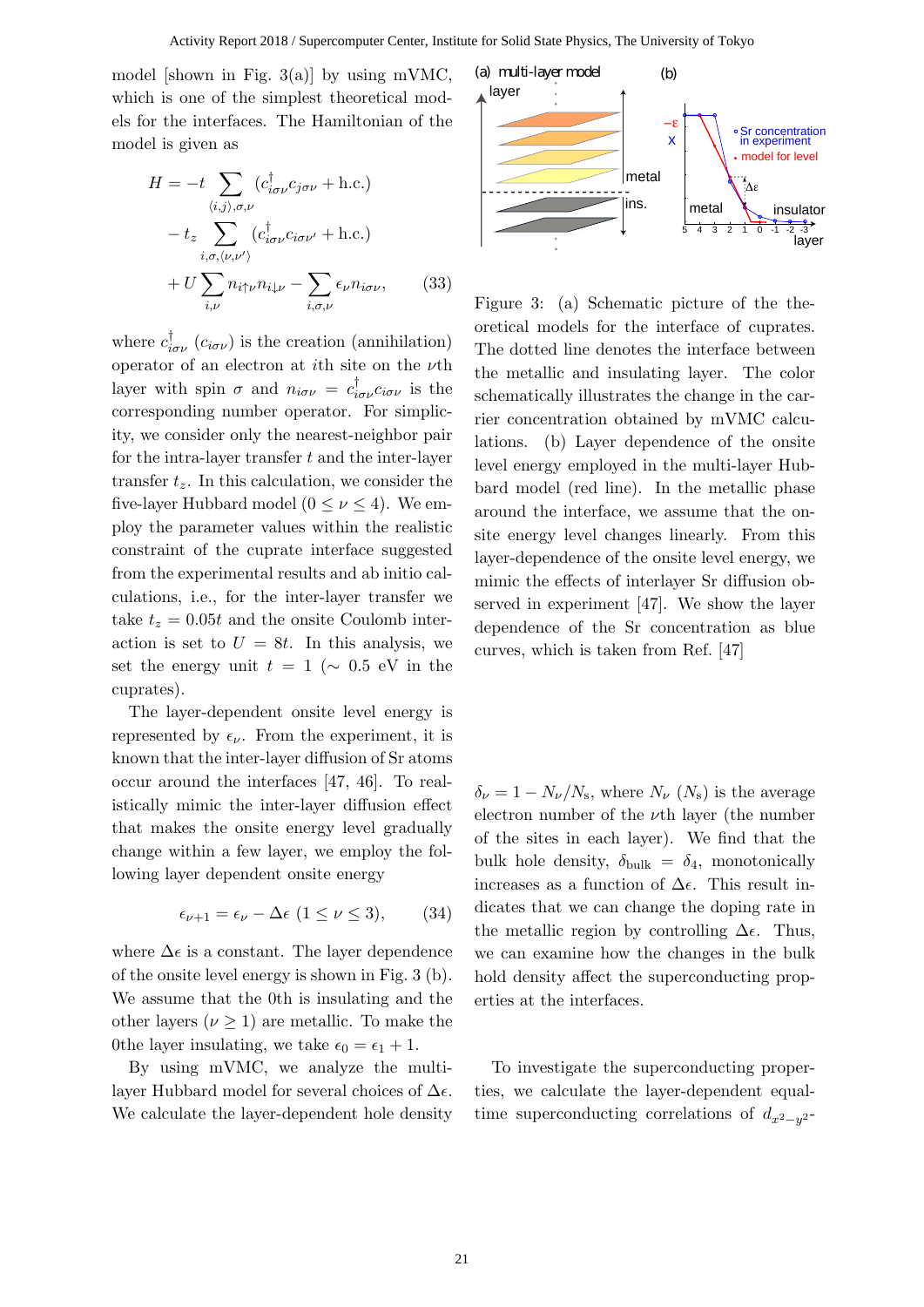model [shown in Fig. 3(a)] by using mVMC, which is one of the simplest theoretical models for the interfaces. The Hamiltonian of the model is given as

$$
\begin{aligned}
H = &-t \sum_{\langle i,j\rangle,\sigma,\nu} (c_{i\sigma\nu}^{\dagger} c_{j\sigma\nu} + \text{h.c.}) \\
&- t_z \sum_{i,\sigma,\langle \nu,\nu' \rangle} (c_{i\sigma\nu}^{\dagger} c_{i\sigma\nu'} + \text{h.c.}) \\
&+ U \sum_{i,\nu} n_{i\uparrow\nu} n_{i\downarrow\nu} - \sum_{i,\sigma,\nu} \epsilon_{\nu} n_{i\sigma\nu}, \qquad (33)
\end{aligned}
$$

where $c_{i\sigma\nu}^{\dagger}$ ($c_{i\sigma\nu}$) is the creation (annihilation) operator of an electron at $i$th site on the $\nu$th layer with spin $\sigma$ and $n_{i\sigma\nu} = c_{i\sigma\nu}^{\dagger} c_{i\sigma\nu}$ is the corresponding number operator. For simplicity, we consider only the nearest-neighbor pair for the intra-layer transfer $t$ and the inter-layer transfer $t_z$. In this calculation, we consider the five-layer Hubbard model ($0 \leq \nu \leq 4$). We employ the parameter values within the realistic constraint of the cuprate interface suggested from the experimental results and ab initio calculations, i.e., for the inter-layer transfer we take $t_z = 0.05t$ and the onsite Coulomb interaction is set to $U = 8t$. In this analysis, we set the energy unit $t = 1$ ($\sim$ 0.5 eV in the cuprates).

The layer-dependent onsite level energy is represented by $\epsilon_{\nu}$. From the experiment, it is known that the inter-layer diffusion of Sr atoms occur around the interfaces [47, 46]. To realistically mimic the inter-layer diffusion effect that makes the onsite energy level gradually change within a few layer, we employ the following layer dependent onsite energy

$$
\epsilon_{\nu+1} = \epsilon_{\nu} - \Delta\epsilon \; (1 \leq \nu \leq 3), \qquad (34)
$$

where $\Delta\epsilon$ is a constant. The layer dependence of the onsite level energy is shown in Fig. 3 (b). We assume that the 0th is insulating and the other layers ($\nu \geq 1$) are metallic. To make the 0the layer insulating, we take $\epsilon_0 = \epsilon_1 + 1$.

By using mVMC, we analyze the multi-layer Hubbard model for several choices of $\Delta\epsilon$. We calculate the layer-dependent hole density $\delta_{\nu} = 1 - N_{\nu}/N_{\text{s}}$, where $N_{\nu}$ ($N_{\text{s}}$) is the average electron number of the $\nu$th layer (the number of the sites in each layer). We find that the bulk hole density, $\delta_{\text{bulk}} = \delta_4$, monotonically increases as a function of $\Delta\epsilon$. This result indicates that we can change the doping rate in the metallic region by controlling $\Delta\epsilon$. Thus, we can examine how the changes in the bulk hold density affect the superconducting properties at the interfaces.

Figure 3: (a) Schematic picture of the theoretical models for the interface of cuprates. The dotted line denotes the interface between the metallic and insulating layer. The color schematically illustrates the change in the carrier concentration obtained by mVMC calculations. (b) Layer dependence of the onsite level energy employed in the multi-layer Hubbard model (red line). In the metallic phase around the interface, we assume that the onsite energy level changes linearly. From this layer-dependence of the onsite level energy, we mimic the effects of interlayer Sr diffusion observed in experiment [47]. We show the layer dependence of the Sr concentration as blue curves, which is taken from Ref. [47]

To investigate the superconducting properties, we calculate the layer-dependent equal-time superconducting correlations of $d_{x^2-y^2}$-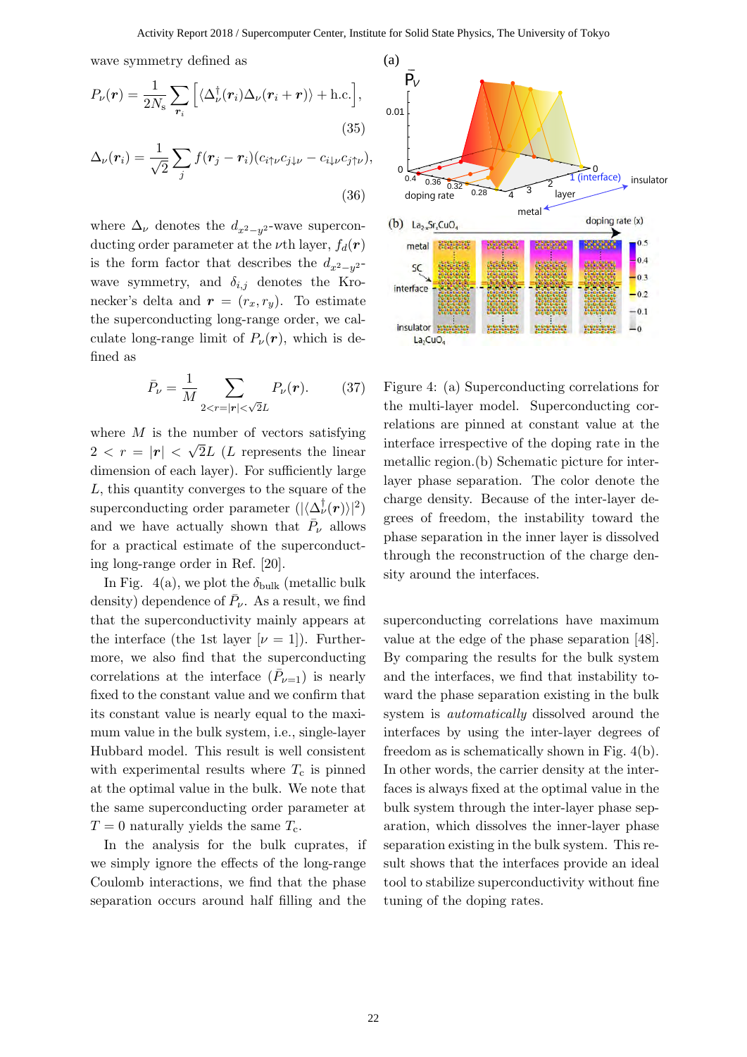wave symmetry defined as

$$P_\nu(\boldsymbol{r}) = \frac{1}{2N_s}\sum_{\boldsymbol{r}_i}\left[\langle\Delta_\nu^\dagger(\boldsymbol{r}_i)\Delta_\nu(\boldsymbol{r}_i+\boldsymbol{r})\rangle + \text{h.c.}\right], \tag{35}$$

$$\Delta_\nu(\boldsymbol{r}_i) = \frac{1}{\sqrt{2}}\sum_j f(\boldsymbol{r}_j-\boldsymbol{r}_i)(c_{i\uparrow\nu}c_{j\downarrow\nu}-c_{i\downarrow\nu}c_{j\uparrow\nu}), \tag{36}$$

where $\Delta_\nu$ denotes the $d_{x^2-y^2}$-wave superconducting order parameter at the $\nu$th layer, $f_d(\boldsymbol{r})$ is the form factor that describes the $d_{x^2-y^2}$-wave symmetry, and $\delta_{i,j}$ denotes the Kronecker's delta and $\boldsymbol{r} = (r_x, r_y)$. To estimate the superconducting long-range order, we calculate long-range limit of $P_\nu(\boldsymbol{r})$, which is defined as

$$\bar{P}_\nu = \frac{1}{M}\sum_{2<r=|\boldsymbol{r}|<\sqrt{2}L} P_\nu(\boldsymbol{r}). \tag{37}$$

where $M$ is the number of vectors satisfying $2 < r = |\boldsymbol{r}| < \sqrt{2}L$ ($L$ represents the linear dimension of each layer). For sufficiently large $L$, this quantity converges to the square of the superconducting order parameter $(|\langle\Delta_\nu^\dagger(\boldsymbol{r})\rangle|^2)$ and we have actually shown that $\bar{P}_\nu$ allows for a practical estimate of the superconducting long-range order in Ref. [20].

In Fig. 4(a), we plot the $\delta_{\text{bulk}}$ (metallic bulk density) dependence of $\bar{P}_\nu$. As a result, we find that the superconductivity mainly appears at the interface (the 1st layer [$\nu = 1$]). Furthermore, we also find that the superconducting correlations at the interface ($\bar{P}_{\nu=1}$) is nearly fixed to the constant value and we confirm that its constant value is nearly equal to the maximum value in the bulk system, i.e., single-layer Hubbard model. This result is well consistent with experimental results where $T_c$ is pinned at the optimal value in the bulk. We note that the same superconducting order parameter at $T = 0$ naturally yields the same $T_c$.

In the analysis for the bulk cuprates, if we simply ignore the effects of the long-range Coulomb interactions, we find that the phase separation occurs around half filling and the

Figure 4: (a) Superconducting correlations for the multi-layer model. Superconducting correlations are pinned at constant value at the interface irrespective of the doping rate in the metallic region.(b) Schematic picture for inter-layer phase separation. The color denote the charge density. Because of the inter-layer degrees of freedom, the instability toward the phase separation in the inner layer is dissolved through the reconstruction of the charge density around the interfaces.

superconducting correlations have maximum value at the edge of the phase separation [48]. By comparing the results for the bulk system and the interfaces, we find that instability toward the phase separation existing in the bulk system is *automatically* dissolved around the interfaces by using the inter-layer degrees of freedom as is schematically shown in Fig. 4(b). In other words, the carrier density at the interfaces is always fixed at the optimal value in the bulk system through the inter-layer phase separation, which dissolves the inner-layer phase separation existing in the bulk system. This result shows that the interfaces provide an ideal tool to stabilize superconductivity without fine tuning of the doping rates.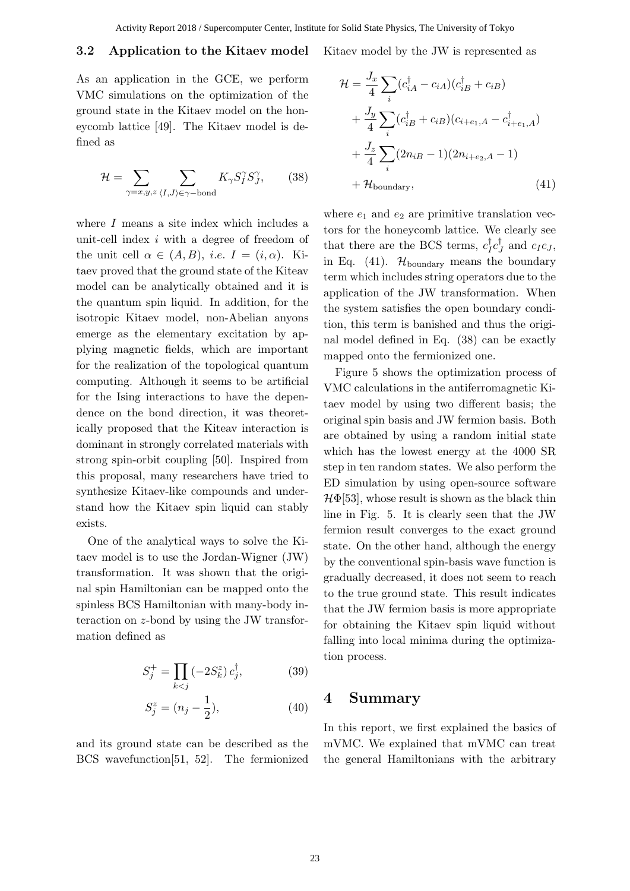### 3.2 Application to the Kitaev model

As an application in the GCE, we perform VMC simulations on the optimization of the ground state in the Kitaev model on the honeycomb lattice [49]. The Kitaev model is defined as

$$\mathcal{H} = \sum_{\gamma=x,y,z} \sum_{\langle I,J\rangle \in \gamma-\mathrm{bond}} K_\gamma S_I^\gamma S_J^\gamma, \tag{38}$$

where $I$ means a site index which includes a unit-cell index $i$ with a degree of freedom of the unit cell $\alpha \in (A, B)$, *i.e.* $I = (i, \alpha)$. Kitaev proved that the ground state of the Kiteav model can be analytically obtained and it is the quantum spin liquid. In addition, for the isotropic Kitaev model, non-Abelian anyons emerge as the elementary excitation by applying magnetic fields, which are important for the realization of the topological quantum computing. Although it seems to be artificial for the Ising interactions to have the dependence on the bond direction, it was theoretically proposed that the Kiteav interaction is dominant in strongly correlated materials with strong spin-orbit coupling [50]. Inspired from this proposal, many researchers have tried to synthesize Kitaev-like compounds and understand how the Kitaev spin liquid can stably exists.

One of the analytical ways to solve the Kitaev model is to use the Jordan-Wigner (JW) transformation. It was shown that the original spin Hamiltonian can be mapped onto the spinless BCS Hamiltonian with many-body interaction on $z$-bond by using the JW transformation defined as

$$S_j^+ = \prod_{k<j} (-2S_k^z)\, c_j^\dagger, \tag{39}$$

$$S_j^z = (n_j - \frac{1}{2}), \tag{40}$$

and its ground state can be described as the BCS wavefunction[51, 52]. The fermionized Kitaev model by the JW is represented as

$$\begin{aligned}
\mathcal{H} &= \frac{J_x}{4} \sum_i (c_{iA}^\dagger - c_{iA})(c_{iB}^\dagger + c_{iB}) \\
&+ \frac{J_y}{4} \sum_i (c_{iB}^\dagger + c_{iB})(c_{i+e_1,A} - c_{i+e_1,A}^\dagger) \\
&+ \frac{J_z}{4} \sum_i (2n_{iB} - 1)(2n_{i+e_2,A} - 1) \\
&+ \mathcal{H}_{\mathrm{boundary}},
\end{aligned} \tag{41}$$

where $e_1$ and $e_2$ are primitive translation vectors for the honeycomb lattice. We clearly see that there are the BCS terms, $c_I^\dagger c_J^\dagger$ and $c_I c_J$, in Eq. (41). $\mathcal{H}_{\mathrm{boundary}}$ means the boundary term which includes string operators due to the application of the JW transformation. When the system satisfies the open boundary condition, this term is banished and thus the original model defined in Eq. (38) can be exactly mapped onto the fermionized one.

Figure 5 shows the optimization process of VMC calculations in the antiferromagnetic Kitaev model by using two different basis; the original spin basis and JW fermion basis. Both are obtained by using a random initial state which has the lowest energy at the 4000 SR step in ten random states. We also perform the ED simulation by using open-source software $\mathcal{H}\Phi$[53], whose result is shown as the black thin line in Fig. 5. It is clearly seen that the JW fermion result converges to the exact ground state. On the other hand, although the energy by the conventional spin-basis wave function is gradually decreased, it does not seem to reach to the true ground state. This result indicates that the JW fermion basis is more appropriate for obtaining the Kitaev spin liquid without falling into local minima during the optimization process.

## 4 Summary

In this report, we first explained the basics of mVMC. We explained that mVMC can treat the general Hamiltonians with the arbitrary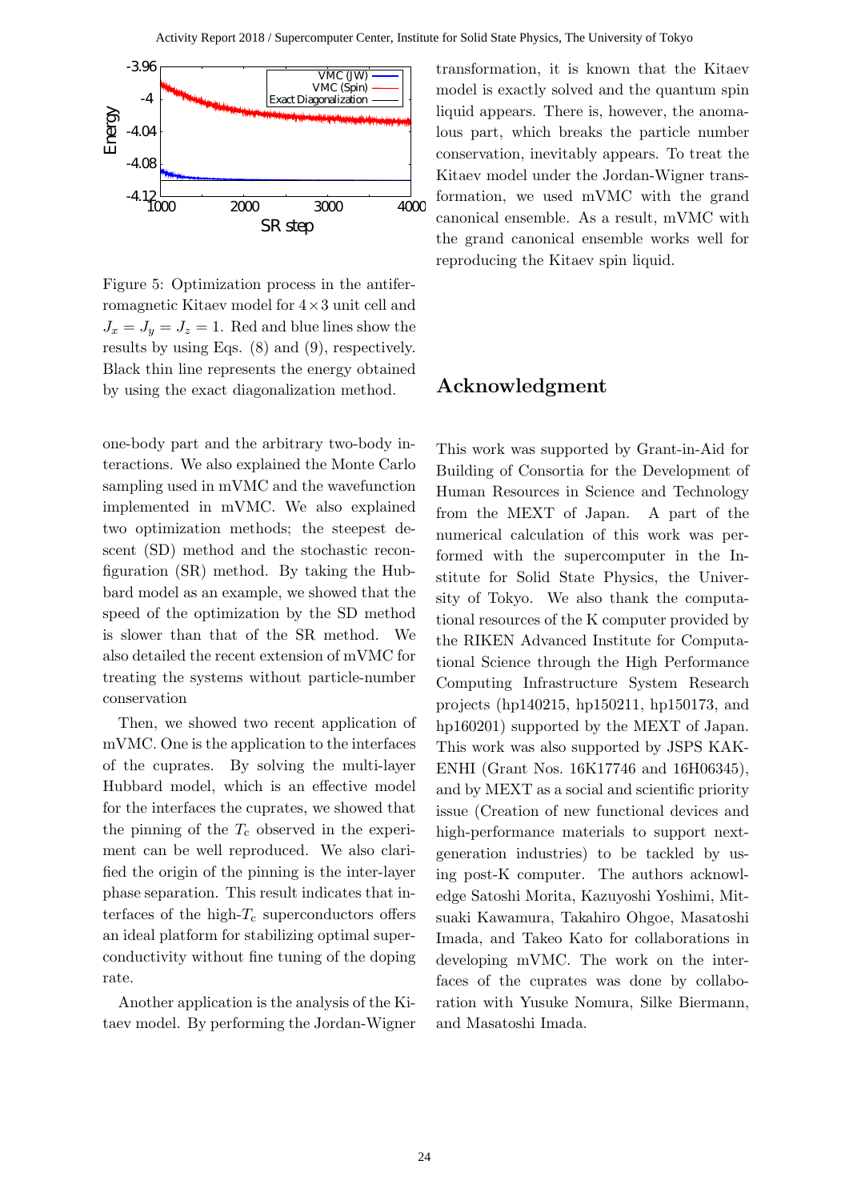Figure 5: Optimization process in the antiferromagnetic Kitaev model for $4\times 3$ unit cell and $J_x = J_y = J_z = 1$. Red and blue lines show the results by using Eqs. (8) and (9), respectively. Black thin line represents the energy obtained by using the exact diagonalization method.

one-body part and the arbitrary two-body interactions. We also explained the Monte Carlo sampling used in mVMC and the wavefunction implemented in mVMC. We also explained two optimization methods; the steepest descent (SD) method and the stochastic reconfiguration (SR) method. By taking the Hubbard model as an example, we showed that the speed of the optimization by the SD method is slower than that of the SR method. We also detailed the recent extension of mVMC for treating the systems without particle-number conservation

Then, we showed two recent application of mVMC. One is the application to the interfaces of the cuprates. By solving the multi-layer Hubbard model, which is an effective model for the interfaces the cuprates, we showed that the pinning of the $T_c$ observed in the experiment can be well reproduced. We also clarified the origin of the pinning is the inter-layer phase separation. This result indicates that interfaces of the high-$T_c$ superconductors offers an ideal platform for stabilizing optimal superconductivity without fine tuning of the doping rate.

Another application is the analysis of the Kitaev model. By performing the Jordan-Wigner transformation, it is known that the Kitaev model is exactly solved and the quantum spin liquid appears. There is, however, the anomalous part, which breaks the particle number conservation, inevitably appears. To treat the Kitaev model under the Jordan-Wigner transformation, we used mVMC with the grand canonical ensemble. As a result, mVMC with the grand canonical ensemble works well for reproducing the Kitaev spin liquid.

## Acknowledgment

This work was supported by Grant-in-Aid for Building of Consortia for the Development of Human Resources in Science and Technology from the MEXT of Japan. A part of the numerical calculation of this work was performed with the supercomputer in the Institute for Solid State Physics, the University of Tokyo. We also thank the computational resources of the K computer provided by the RIKEN Advanced Institute for Computational Science through the High Performance Computing Infrastructure System Research projects (hp140215, hp150211, hp150173, and hp160201) supported by the MEXT of Japan. This work was also supported by JSPS KAKENHI (Grant Nos. 16K17746 and 16H06345), and by MEXT as a social and scientific priority issue (Creation of new functional devices and high-performance materials to support next-generation industries) to be tackled by using post-K computer. The authors acknowledge Satoshi Morita, Kazuyoshi Yoshimi, Mitsuaki Kawamura, Takahiro Ohgoe, Masatoshi Imada, and Takeo Kato for collaborations in developing mVMC. The work on the interfaces of the cuprates was done by collaboration with Yusuke Nomura, Silke Biermann, and Masatoshi Imada.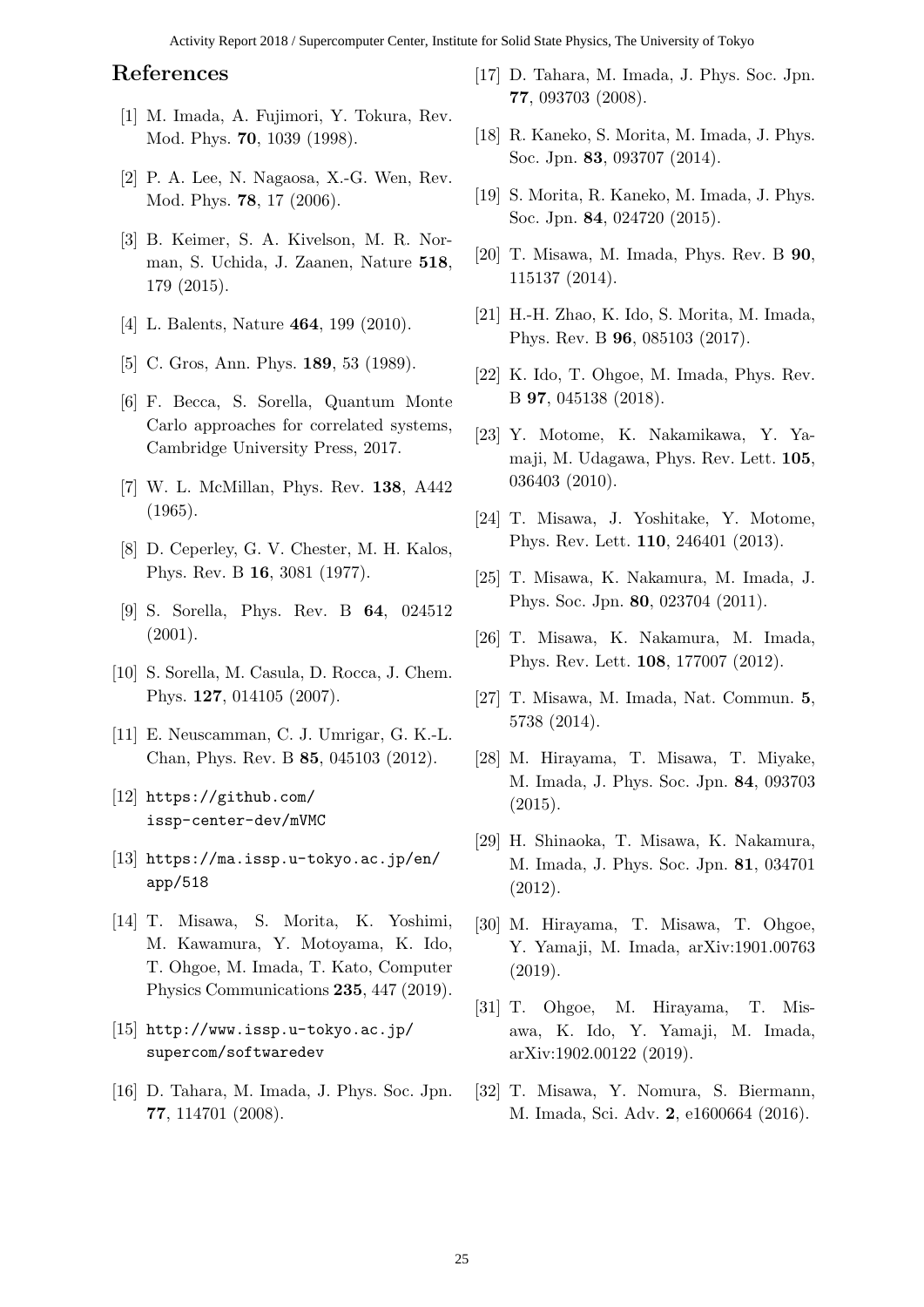## References

[1] M. Imada, A. Fujimori, Y. Tokura, Rev. Mod. Phys. **70**, 1039 (1998).

[2] P. A. Lee, N. Nagaosa, X.-G. Wen, Rev. Mod. Phys. **78**, 17 (2006).

[3] B. Keimer, S. A. Kivelson, M. R. Norman, S. Uchida, J. Zaanen, Nature **518**, 179 (2015).

[4] L. Balents, Nature **464**, 199 (2010).

[5] C. Gros, Ann. Phys. **189**, 53 (1989).

[6] F. Becca, S. Sorella, Quantum Monte Carlo approaches for correlated systems, Cambridge University Press, 2017.

[7] W. L. McMillan, Phys. Rev. **138**, A442 (1965).

[8] D. Ceperley, G. V. Chester, M. H. Kalos, Phys. Rev. B **16**, 3081 (1977).

[9] S. Sorella, Phys. Rev. B **64**, 024512 (2001).

[10] S. Sorella, M. Casula, D. Rocca, J. Chem. Phys. **127**, 014105 (2007).

[11] E. Neuscamman, C. J. Umrigar, G. K.-L. Chan, Phys. Rev. B **85**, 045103 (2012).

[12] `https://github.com/issp-center-dev/mVMC`

[13] `https://ma.issp.u-tokyo.ac.jp/en/app/518`

[14] T. Misawa, S. Morita, K. Yoshimi, M. Kawamura, Y. Motoyama, K. Ido, T. Ohgoe, M. Imada, T. Kato, Computer Physics Communications **235**, 447 (2019).

[15] `http://www.issp.u-tokyo.ac.jp/supercom/softwaredev`

[16] D. Tahara, M. Imada, J. Phys. Soc. Jpn. **77**, 114701 (2008).

[17] D. Tahara, M. Imada, J. Phys. Soc. Jpn. **77**, 093703 (2008).

[18] R. Kaneko, S. Morita, M. Imada, J. Phys. Soc. Jpn. **83**, 093707 (2014).

[19] S. Morita, R. Kaneko, M. Imada, J. Phys. Soc. Jpn. **84**, 024720 (2015).

[20] T. Misawa, M. Imada, Phys. Rev. B **90**, 115137 (2014).

[21] H.-H. Zhao, K. Ido, S. Morita, M. Imada, Phys. Rev. B **96**, 085103 (2017).

[22] K. Ido, T. Ohgoe, M. Imada, Phys. Rev. B **97**, 045138 (2018).

[23] Y. Motome, K. Nakamikawa, Y. Yamaji, M. Udagawa, Phys. Rev. Lett. **105**, 036403 (2010).

[24] T. Misawa, J. Yoshitake, Y. Motome, Phys. Rev. Lett. **110**, 246401 (2013).

[25] T. Misawa, K. Nakamura, M. Imada, J. Phys. Soc. Jpn. **80**, 023704 (2011).

[26] T. Misawa, K. Nakamura, M. Imada, Phys. Rev. Lett. **108**, 177007 (2012).

[27] T. Misawa, M. Imada, Nat. Commun. **5**, 5738 (2014).

[28] M. Hirayama, T. Misawa, T. Miyake, M. Imada, J. Phys. Soc. Jpn. **84**, 093703 (2015).

[29] H. Shinaoka, T. Misawa, K. Nakamura, M. Imada, J. Phys. Soc. Jpn. **81**, 034701 (2012).

[30] M. Hirayama, T. Misawa, T. Ohgoe, Y. Yamaji, M. Imada, arXiv:1901.00763 (2019).

[31] T. Ohgoe, M. Hirayama, T. Misawa, K. Ido, Y. Yamaji, M. Imada, arXiv:1902.00122 (2019).

[32] T. Misawa, Y. Nomura, S. Biermann, M. Imada, Sci. Adv. **2**, e1600664 (2016).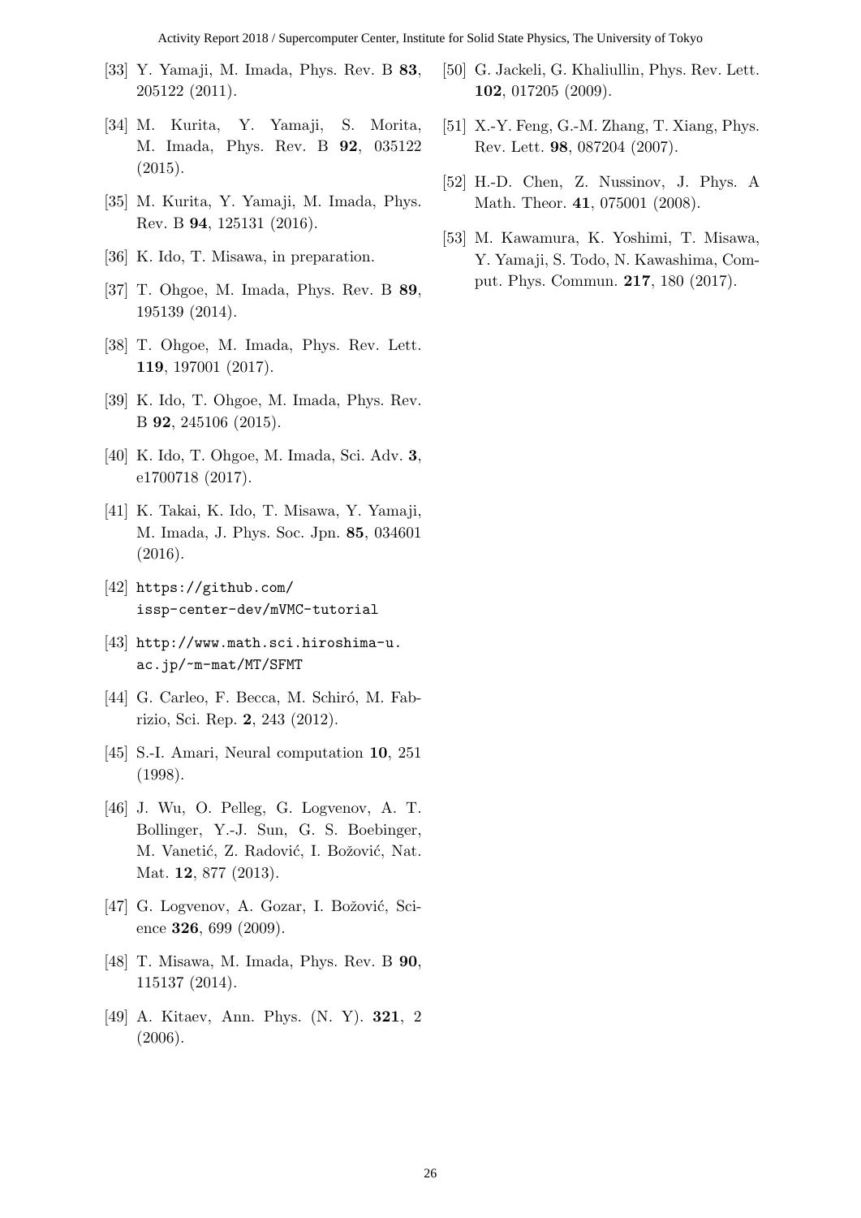[33] Y. Yamaji, M. Imada, Phys. Rev. B **83**, 205122 (2011).

[34] M. Kurita, Y. Yamaji, S. Morita, M. Imada, Phys. Rev. B **92**, 035122 (2015).

[35] M. Kurita, Y. Yamaji, M. Imada, Phys. Rev. B **94**, 125131 (2016).

[36] K. Ido, T. Misawa, in preparation.

[37] T. Ohgoe, M. Imada, Phys. Rev. B **89**, 195139 (2014).

[38] T. Ohgoe, M. Imada, Phys. Rev. Lett. **119**, 197001 (2017).

[39] K. Ido, T. Ohgoe, M. Imada, Phys. Rev. B **92**, 245106 (2015).

[40] K. Ido, T. Ohgoe, M. Imada, Sci. Adv. **3**, e1700718 (2017).

[41] K. Takai, K. Ido, T. Misawa, Y. Yamaji, M. Imada, J. Phys. Soc. Jpn. **85**, 034601 (2016).

[42] `https://github.com/issp-center-dev/mVMC-tutorial`

[43] `http://www.math.sci.hiroshima-u.ac.jp/~m-mat/MT/SFMT`

[44] G. Carleo, F. Becca, M. Schiró, M. Fabrizio, Sci. Rep. **2**, 243 (2012).

[45] S.-I. Amari, Neural computation **10**, 251 (1998).

[46] J. Wu, O. Pelleg, G. Logvenov, A. T. Bollinger, Y.-J. Sun, G. S. Boebinger, M. Vanetić, Z. Radović, I. Božović, Nat. Mat. **12**, 877 (2013).

[47] G. Logvenov, A. Gozar, I. Božović, Science **326**, 699 (2009).

[48] T. Misawa, M. Imada, Phys. Rev. B **90**, 115137 (2014).

[49] A. Kitaev, Ann. Phys. (N. Y). **321**, 2 (2006).

[50] G. Jackeli, G. Khaliullin, Phys. Rev. Lett. **102**, 017205 (2009).

[51] X.-Y. Feng, G.-M. Zhang, T. Xiang, Phys. Rev. Lett. **98**, 087204 (2007).

[52] H.-D. Chen, Z. Nussinov, J. Phys. A Math. Theor. **41**, 075001 (2008).

[53] M. Kawamura, K. Yoshimi, T. Misawa, Y. Yamaji, S. Todo, N. Kawashima, Comput. Phys. Commun. **217**, 180 (2017).